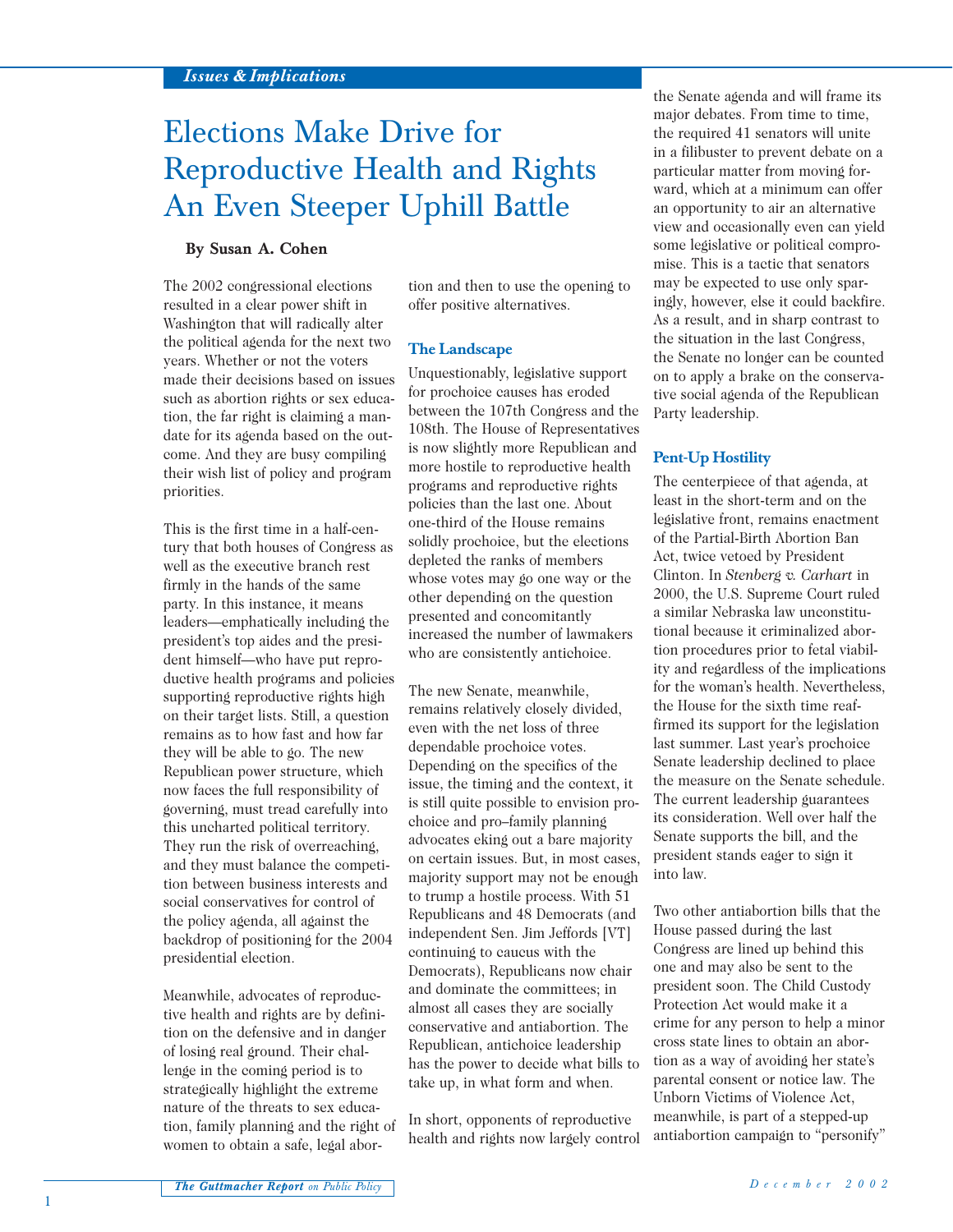Issues & Implications

# Elections Make Drive for Reproductive Health and Rights An Even Steeper Uphill Battle

**By Susan A. Cohen**

The 2002 congressional elections resulted in a clear power shift in Washington that will radically alter the political agenda for the next two years. Whether or not the voters made their decisions based on issues such as abortion rights or sex education, the far right is claiming a mandate for its agenda based on the outcome. And they are busy compiling their wish list of policy and program priorities.

This is the first time in a half-century that both houses of Congress as well as the executive branch rest firmly in the hands of the same party. In this instance, it means leaders—emphatically including the president's top aides and the president himself—who have put reproductive health programs and policies supporting reproductive rights high on their target lists. Still, a question remains as to how fast and how far they will be able to go. The new Republican power structure, which now faces the full responsibility of governing, must tread carefully into this uncharted political territory. They run the risk of overreaching, and they must balance the competition between business interests and social conservatives for control of the policy agenda, all against the backdrop of positioning for the 2004 presidential election.

Meanwhile, advocates of reproductive health and rights are by definition on the defensive and in danger of losing real ground. Their challenge in the coming period is to strategically highlight the extreme nature of the threats to sex education, family planning and the right of women to obtain a safe, legal abortion and then to use the opening to offer positive alternatives.

## The Landscape

Unquestionably, legislative support for prochoice causes has eroded between the 107th Congress and the 108th. The House of Representatives is now slightly more Republican and more hostile to reproductive health programs and reproductive rights policies than the last one. About one-third of the House remains solidly prochoice, but the elections depleted the ranks of members whose votes may go one way or the other depending on the question presented and concomitantly increased the number of lawmakers who are consistently antichoice.

The new Senate, meanwhile, remains relatively closely divided, even with the net loss of three dependable prochoice votes. Depending on the specifics of the issue, the timing and the context, it is still quite possible to envision prochoice and pro–family planning advocates eking out a bare majority on certain issues. But, in most cases, majority support may not be enough to trump a hostile process. With 51 Republicans and 48 Democrats (and independent Sen. Jim Jeffords [VT] continuing to caucus with the Democrats), Republicans now chair and dominate the committees; in almost all cases they are socially conservative and antiabortion. The Republican, antichoice leadership has the power to decide what bills to take up, in what form and when.

In short, opponents of reproductive health and rights now largely control the Senate agenda and will frame its major debates. From time to time, the required 41 senators will unite in a filibuster to prevent debate on a particular matter from moving forward, which at a minimum can offer an opportunity to air an alternative view and occasionally even can yield some legislative or political compromise. This is a tactic that senators may be expected to use only sparingly, however, else it could backfire. As a result, and in sharp contrast to the situation in the last Congress, the Senate no longer can be counted on to apply a brake on the conservative social agenda of the Republican Party leadership.

## Pent-Up Hostility

The centerpiece of that agenda, at least in the short-term and on the legislative front, remains enactment of the Partial-Birth Abortion Ban Act, twice vetoed by President Clinton. In *Stenberg v. Carhart* in 2000, the U.S. Supreme Court ruled a similar Nebraska law unconstitutional because it criminalized abortion procedures prior to fetal viability and regardless of the implications for the woman's health. Nevertheless, the House for the sixth time reaffirmed its support for the legislation last summer. Last year's prochoice Senate leadership declined to place the measure on the Senate schedule. The current leadership guarantees its consideration. Well over half the Senate supports the bill, and the president stands eager to sign it into law.

Two other antiabortion bills that the House passed during the last Congress are lined up behind this one and may also be sent to the president soon. The Child Custody Protection Act would make it a crime for any person to help a minor cross state lines to obtain an abortion as a way of avoiding her state's parental consent or notice law. The Unborn Victims of Violence Act, meanwhile, is part of a stepped-up antiabortion campaign to "personify"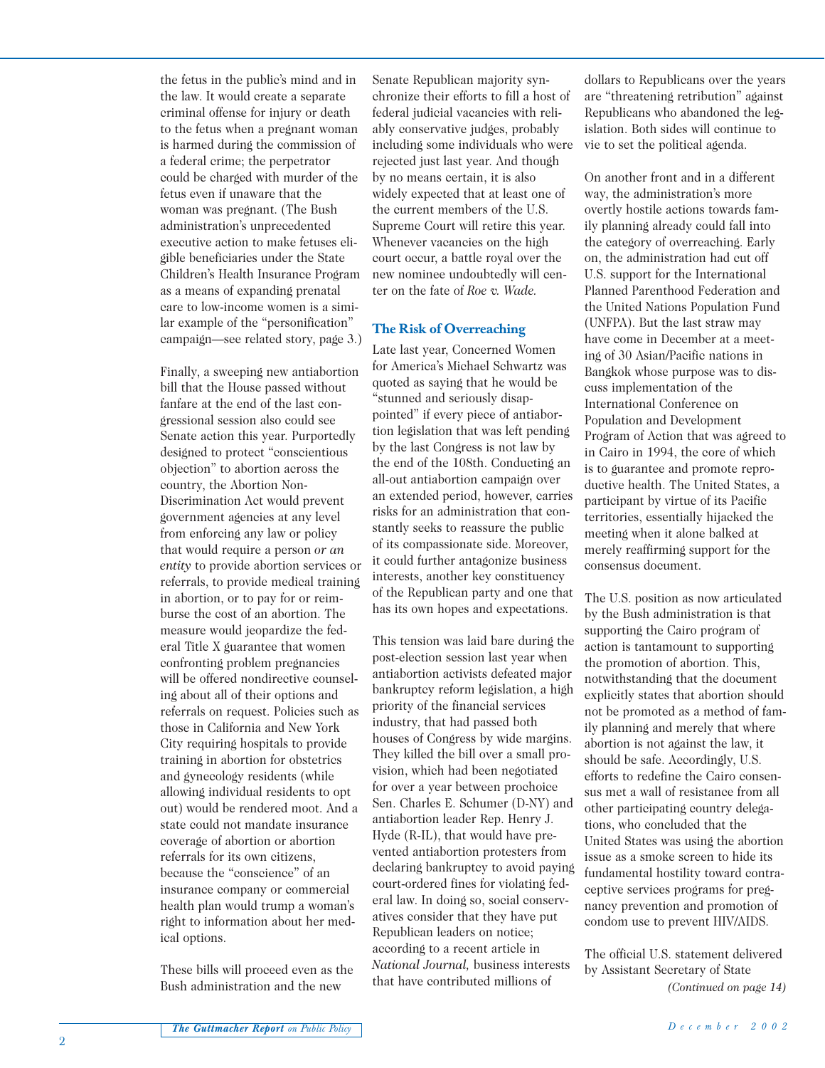the fetus in the public's mind and in the law. It would create a separate criminal offense for injury or death to the fetus when a pregnant woman is harmed during the commission of a federal crime; the perpetrator could be charged with murder of the fetus even if unaware that the woman was pregnant. (The Bush administration's unprecedented executive action to make fetuses eligible beneficiaries under the State Children's Health Insurance Program as a means of expanding prenatal care to low-income women is a similar example of the "personification" campaign—see related story, page 3.)

Finally, a sweeping new antiabortion bill that the House passed without fanfare at the end of the last congressional session also could see Senate action this year. Purportedly designed to protect "conscientious objection" to abortion across the country, the Abortion Non-Discrimination Act would prevent government agencies at any level from enforcing any law or policy that would require a person *or an entity* to provide abortion services or referrals, to provide medical training in abortion, or to pay for or reimburse the cost of an abortion. The measure would jeopardize the federal Title X guarantee that women confronting problem pregnancies will be offered nondirective counseling about all of their options and referrals on request. Policies such as those in California and New York City requiring hospitals to provide training in abortion for obstetrics and gynecology residents (while allowing individual residents to opt out) would be rendered moot. And a state could not mandate insurance coverage of abortion or abortion referrals for its own citizens, because the "conscience" of an insurance company or commercial health plan would trump a woman's right to information about her medical options.

These bills will proceed even as the Bush administration and the new Senate Republican majority synchronize their efforts to fill a host of federal judicial vacancies with reliably conservative judges, probably including some individuals who were rejected just last year. And though by no means certain, it is also widely expected that at least one of the current members of the U.S. Supreme Court will retire this year. Whenever vacancies on the high court occur, a battle royal over the new nominee undoubtedly will center on the fate of *Roe v. Wade.*

## The Risk of Overreaching

Late last year, Concerned Women for America's Michael Schwartz was quoted as saying that he would be "stunned and seriously disappointed" if every piece of antiabortion legislation that was left pending by the last Congress is not law by the end of the 108th. Conducting an all-out antiabortion campaign over an extended period, however, carries risks for an administration that constantly seeks to reassure the public of its compassionate side. Moreover, it could further antagonize business interests, another key constituency of the Republican party and one that has its own hopes and expectations.

This tension was laid bare during the post-election session last year when antiabortion activists defeated major bankruptcy reform legislation, a high priority of the financial services industry, that had passed both houses of Congress by wide margins. They killed the bill over a small provision, which had been negotiated for over a year between prochoice Sen. Charles E. Schumer (D-NY) and antiabortion leader Rep. Henry J. Hyde (R-IL), that would have prevented antiabortion protesters from declaring bankruptcy to avoid paying court-ordered fines for violating federal law. In doing so, social conservatives consider that they have put Republican leaders on notice; according to a recent article in *National Journal,* business interests that have contributed millions of dollars to Republicans over the years are "threatening retribution" against Republicans who abandoned the legislation. Both sides will continue to vie to set the political agenda.

On another front and in a different way, the administration's more overtly hostile actions towards family planning already could fall into the category of overreaching. Early on, the administration had cut off U.S. support for the International Planned Parenthood Federation and the United Nations Population Fund (UNFPA). But the last straw may have come in December at a meeting of 30 Asian/Pacific nations in Bangkok whose purpose was to discuss implementation of the International Conference on Population and Development Program of Action that was agreed to in Cairo in 1994, the core of which is to guarantee and promote reproductive health. The United States, a participant by virtue of its Pacific territories, essentially hijacked the meeting when it alone balked at merely reaffirming support for the consensus document.

The U.S. position as now articulated by the Bush administration is that supporting the Cairo program of action is tantamount to supporting the promotion of abortion. This, notwithstanding that the document explicitly states that abortion should not be promoted as a method of family planning and merely that where abortion is not against the law, it should be safe. Accordingly, U.S. efforts to redefine the Cairo consensus met a wall of resistance from all other participating country delegations, who concluded that the United States was using the abortion issue as a smoke screen to hide its fundamental hostility toward contraceptive services programs for pregnancy prevention and promotion of condom use to prevent HIV/AIDS.

The official U.S. statement delivered by Assistant Secretary of State

*(Continued on page 14)*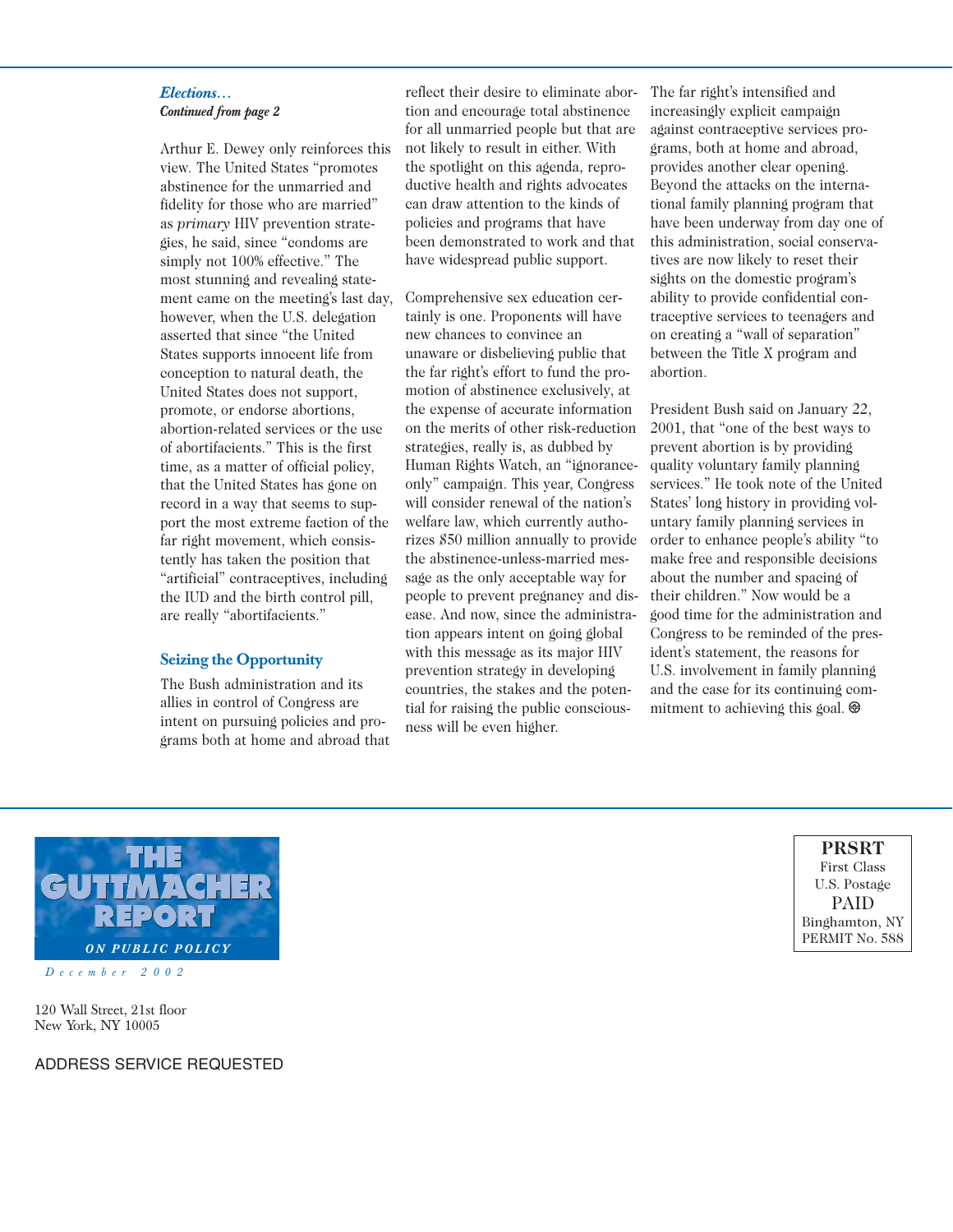*Elections…*
***Continued from page 2***

Arthur E. Dewey only reinforces this view. The United States "promotes abstinence for the unmarried and fidelity for those who are married" as *primary* HIV prevention strategies, he said, since "condoms are simply not 100% effective." The most stunning and revealing statement came on the meeting's last day, however, when the U.S. delegation asserted that since "the United States supports innocent life from conception to natural death, the United States does not support, promote, or endorse abortions, abortion-related services or the use of abortifacients." This is the first time, as a matter of official policy, that the United States has gone on record in a way that seems to support the most extreme faction of the far right movement, which consistently has taken the position that "artificial" contraceptives, including the IUD and the birth control pill, are really "abortifacients."

## Seizing the Opportunity

The Bush administration and its allies in control of Congress are intent on pursuing policies and programs both at home and abroad that reflect their desire to eliminate abortion and encourage total abstinence for all unmarried people but that are not likely to result in either. With the spotlight on this agenda, reproductive health and rights advocates can draw attention to the kinds of policies and programs that have been demonstrated to work and that have widespread public support.

Comprehensive sex education certainly is one. Proponents will have new chances to convince an unaware or disbelieving public that the far right's effort to fund the promotion of abstinence exclusively, at the expense of accurate information on the merits of other risk-reduction strategies, really is, as dubbed by Human Rights Watch, an "ignorance-only" campaign. This year, Congress will consider renewal of the nation's welfare law, which currently authorizes $50 million annually to provide the abstinence-unless-married message as the only acceptable way for people to prevent pregnancy and disease. And now, since the administration appears intent on going global with this message as its major HIV prevention strategy in developing countries, the stakes and the potential for raising the public consciousness will be even higher.

The far right's intensified and increasingly explicit campaign against contraceptive services programs, both at home and abroad, provides another clear opening. Beyond the attacks on the international family planning program that have been underway from day one of this administration, social conservatives are now likely to reset their sights on the domestic program's ability to provide confidential contraceptive services to teenagers and on creating a "wall of separation" between the Title X program and abortion.

President Bush said on January 22, 2001, that "one of the best ways to prevent abortion is by providing quality voluntary family planning services." He took note of the United States' long history in providing voluntary family planning services in order to enhance people's ability "to make free and responsible decisions about the number and spacing of their children." Now would be a good time for the administration and Congress to be reminded of the president's statement, the reasons for U.S. involvement in family planning and the case for its continuing commitment to achieving this goal. ⊕

---

**THE GUTTMACHER REPORT**
*ON PUBLIC POLICY*
*December 2002*

120 Wall Street, 21st floor
New York, NY 10005

ADDRESS SERVICE REQUESTED

**PRSRT**
First Class
U.S. Postage
PAID
Binghamton, NY
PERMIT No. 588